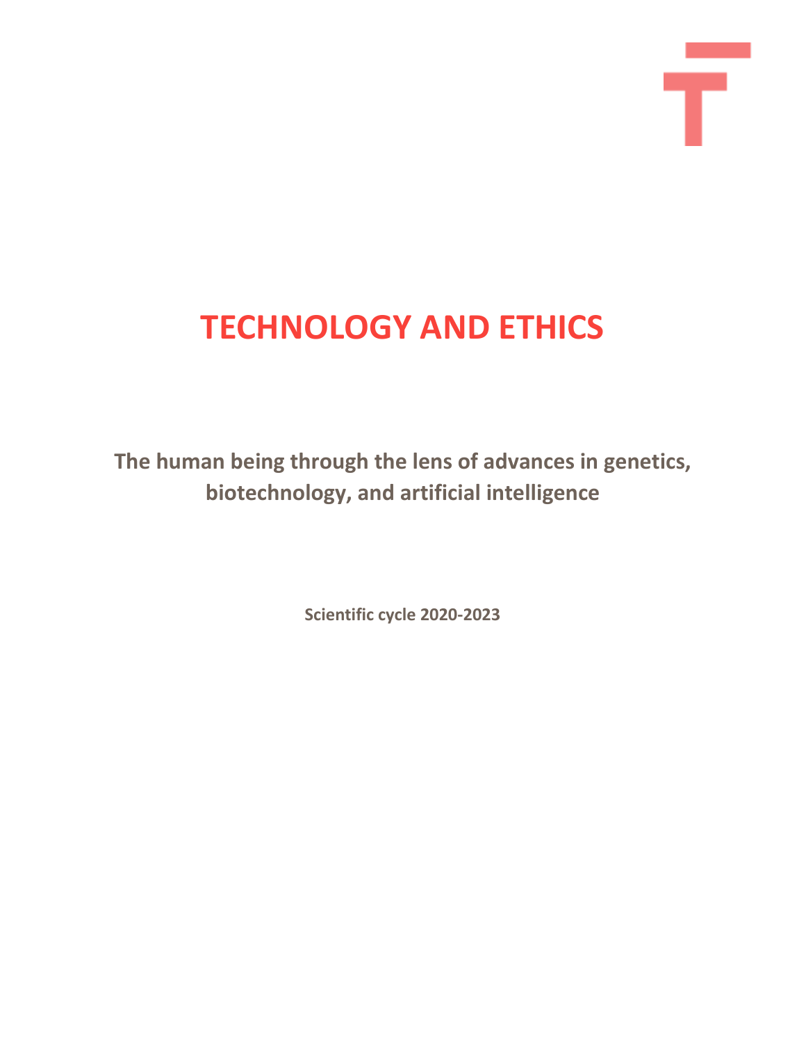# TECHNOLOGY AND ETHICS

## The human being through the lens of advances in genetics, biotechnology, and artificial intelligence

**Scientific cycle 2020-2023**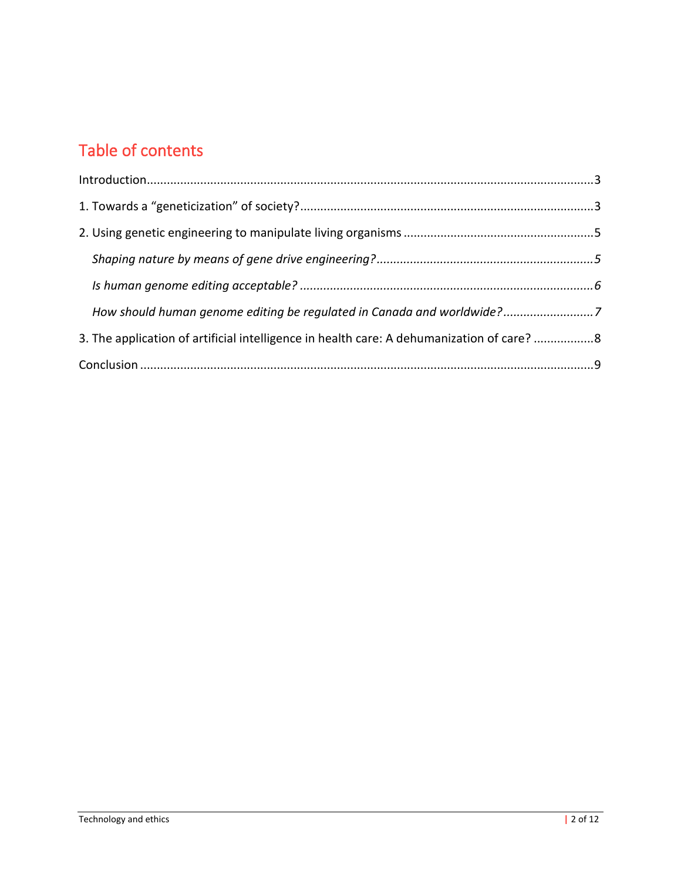# Table of contents

Introduction....................................................................................................................3

1. Towards a "geneticization" of society?.......................................................................3

2. Using genetic engineering to manipulate living organisms ........................................5

   *Shaping nature by means of gene drive engineering?................................................5*

   *Is human genome editing acceptable? .......................................................................6*

   *How should human genome editing be regulated in Canada and worldwide?...........7*

3. The application of artificial intelligence in health care: A dehumanization of care? ..................8

Conclusion ......................................................................................................................9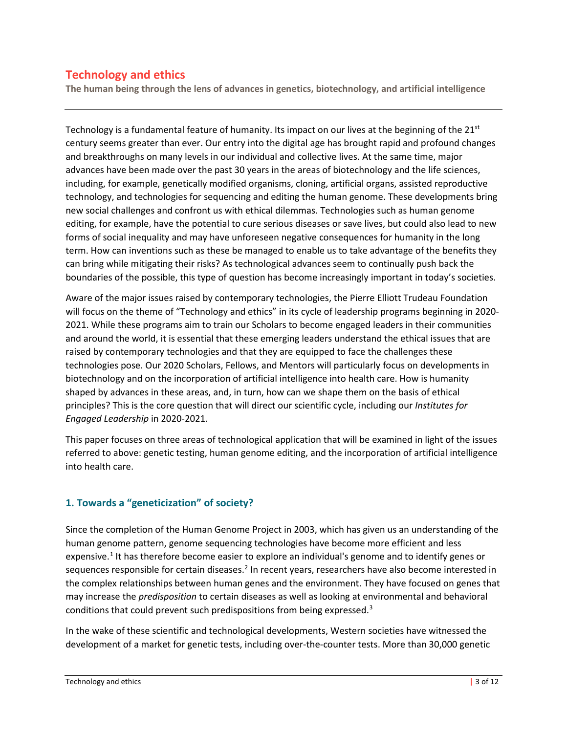# Technology and ethics

**The human being through the lens of advances in genetics, biotechnology, and artificial intelligence**

---

Technology is a fundamental feature of humanity. Its impact on our lives at the beginning of the 21st century seems greater than ever. Our entry into the digital age has brought rapid and profound changes and breakthroughs on many levels in our individual and collective lives. At the same time, major advances have been made over the past 30 years in the areas of biotechnology and the life sciences, including, for example, genetically modified organisms, cloning, artificial organs, assisted reproductive technology, and technologies for sequencing and editing the human genome. These developments bring new social challenges and confront us with ethical dilemmas. Technologies such as human genome editing, for example, have the potential to cure serious diseases or save lives, but could also lead to new forms of social inequality and may have unforeseen negative consequences for humanity in the long term. How can inventions such as these be managed to enable us to take advantage of the benefits they can bring while mitigating their risks? As technological advances seem to continually push back the boundaries of the possible, this type of question has become increasingly important in today's societies.

Aware of the major issues raised by contemporary technologies, the Pierre Elliott Trudeau Foundation will focus on the theme of "Technology and ethics" in its cycle of leadership programs beginning in 2020-2021. While these programs aim to train our Scholars to become engaged leaders in their communities and around the world, it is essential that these emerging leaders understand the ethical issues that are raised by contemporary technologies and that they are equipped to face the challenges these technologies pose. Our 2020 Scholars, Fellows, and Mentors will particularly focus on developments in biotechnology and on the incorporation of artificial intelligence into health care. How is humanity shaped by advances in these areas, and, in turn, how can we shape them on the basis of ethical principles? This is the core question that will direct our scientific cycle, including our *Institutes for Engaged Leadership* in 2020-2021.

This paper focuses on three areas of technological application that will be examined in light of the issues referred to above: genetic testing, human genome editing, and the incorporation of artificial intelligence into health care.

## 1. Towards a "geneticization" of society?

Since the completion of the Human Genome Project in 2003, which has given us an understanding of the human genome pattern, genome sequencing technologies have become more efficient and less expensive.[1] It has therefore become easier to explore an individual's genome and to identify genes or sequences responsible for certain diseases.[2] In recent years, researchers have also become interested in the complex relationships between human genes and the environment. They have focused on genes that may increase the *predisposition* to certain diseases as well as looking at environmental and behavioral conditions that could prevent such predispositions from being expressed.[3]

In the wake of these scientific and technological developments, Western societies have witnessed the development of a market for genetic tests, including over-the-counter tests. More than 30,000 genetic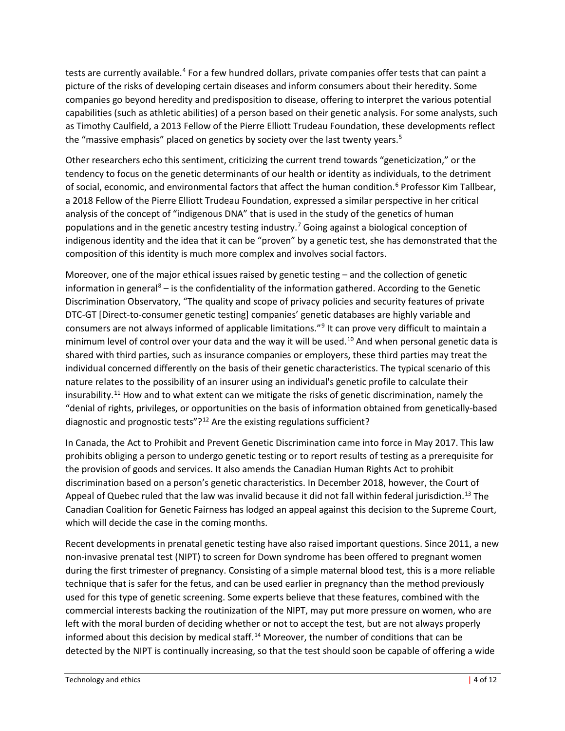tests are currently available.[4] For a few hundred dollars, private companies offer tests that can paint a picture of the risks of developing certain diseases and inform consumers about their heredity. Some companies go beyond heredity and predisposition to disease, offering to interpret the various potential capabilities (such as athletic abilities) of a person based on their genetic analysis. For some analysts, such as Timothy Caulfield, a 2013 Fellow of the Pierre Elliott Trudeau Foundation, these developments reflect the "massive emphasis" placed on genetics by society over the last twenty years.[5]

Other researchers echo this sentiment, criticizing the current trend towards "geneticization," or the tendency to focus on the genetic determinants of our health or identity as individuals, to the detriment of social, economic, and environmental factors that affect the human condition.[6] Professor Kim Tallbear, a 2018 Fellow of the Pierre Elliott Trudeau Foundation, expressed a similar perspective in her critical analysis of the concept of "indigenous DNA" that is used in the study of the genetics of human populations and in the genetic ancestry testing industry.[7] Going against a biological conception of indigenous identity and the idea that it can be "proven" by a genetic test, she has demonstrated that the composition of this identity is much more complex and involves social factors.

Moreover, one of the major ethical issues raised by genetic testing – and the collection of genetic information in general[8] – is the confidentiality of the information gathered. According to the Genetic Discrimination Observatory, "The quality and scope of privacy policies and security features of private DTC-GT [Direct-to-consumer genetic testing] companies' genetic databases are highly variable and consumers are not always informed of applicable limitations."[9] It can prove very difficult to maintain a minimum level of control over your data and the way it will be used.[10] And when personal genetic data is shared with third parties, such as insurance companies or employers, these third parties may treat the individual concerned differently on the basis of their genetic characteristics. The typical scenario of this nature relates to the possibility of an insurer using an individual's genetic profile to calculate their insurability.[11] How and to what extent can we mitigate the risks of genetic discrimination, namely the "denial of rights, privileges, or opportunities on the basis of information obtained from genetically-based diagnostic and prognostic tests"?[12] Are the existing regulations sufficient?

In Canada, the Act to Prohibit and Prevent Genetic Discrimination came into force in May 2017. This law prohibits obliging a person to undergo genetic testing or to report results of testing as a prerequisite for the provision of goods and services. It also amends the Canadian Human Rights Act to prohibit discrimination based on a person's genetic characteristics. In December 2018, however, the Court of Appeal of Quebec ruled that the law was invalid because it did not fall within federal jurisdiction.[13] The Canadian Coalition for Genetic Fairness has lodged an appeal against this decision to the Supreme Court, which will decide the case in the coming months.

Recent developments in prenatal genetic testing have also raised important questions. Since 2011, a new non-invasive prenatal test (NIPT) to screen for Down syndrome has been offered to pregnant women during the first trimester of pregnancy. Consisting of a simple maternal blood test, this is a more reliable technique that is safer for the fetus, and can be used earlier in pregnancy than the method previously used for this type of genetic screening. Some experts believe that these features, combined with the commercial interests backing the routinization of the NIPT, may put more pressure on women, who are left with the moral burden of deciding whether or not to accept the test, but are not always properly informed about this decision by medical staff.[14] Moreover, the number of conditions that can be detected by the NIPT is continually increasing, so that the test should soon be capable of offering a wide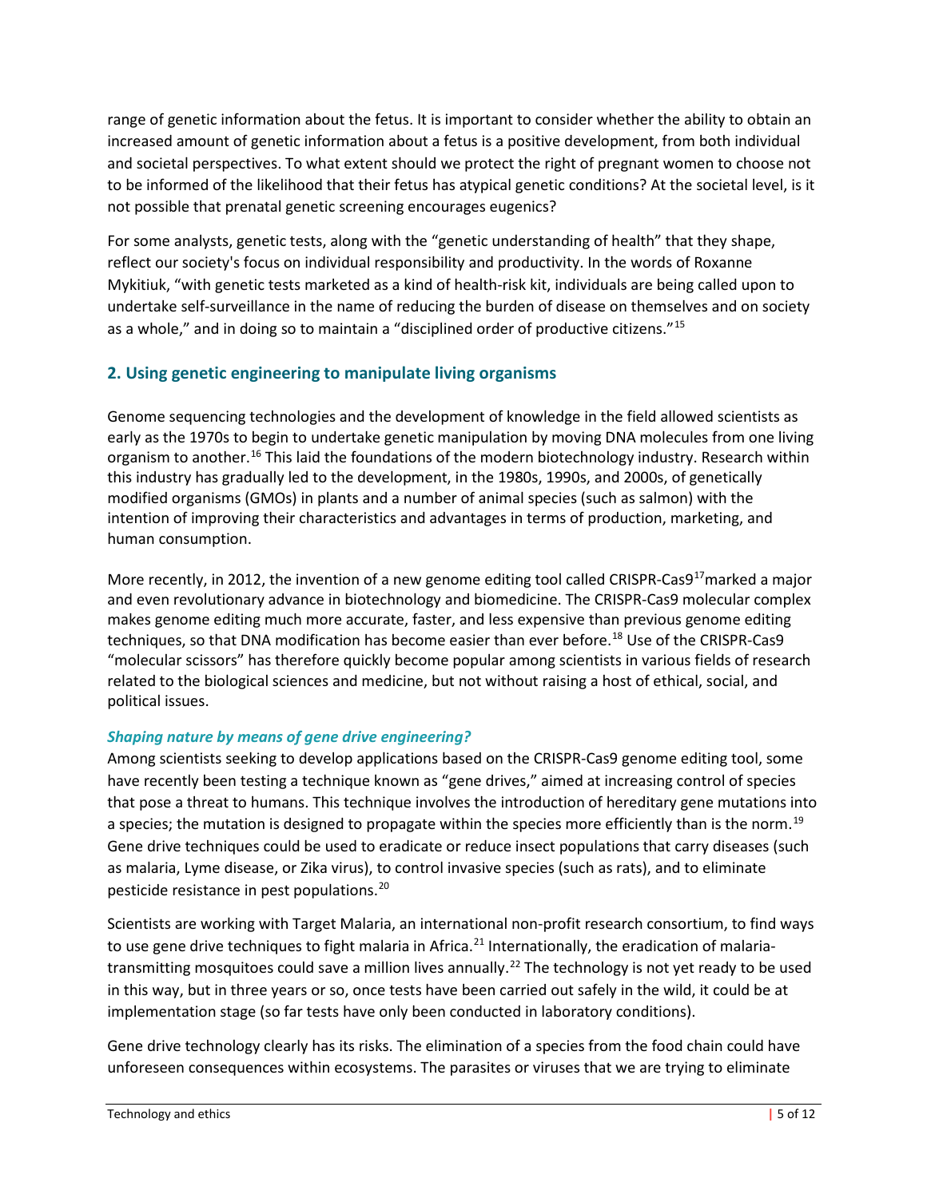range of genetic information about the fetus. It is important to consider whether the ability to obtain an increased amount of genetic information about a fetus is a positive development, from both individual and societal perspectives. To what extent should we protect the right of pregnant women to choose not to be informed of the likelihood that their fetus has atypical genetic conditions? At the societal level, is it not possible that prenatal genetic screening encourages eugenics?

For some analysts, genetic tests, along with the "genetic understanding of health" that they shape, reflect our society's focus on individual responsibility and productivity. In the words of Roxanne Mykitiuk, "with genetic tests marketed as a kind of health-risk kit, individuals are being called upon to undertake self-surveillance in the name of reducing the burden of disease on themselves and on society as a whole," and in doing so to maintain a "disciplined order of productive citizens."[15]

## 2. Using genetic engineering to manipulate living organisms

Genome sequencing technologies and the development of knowledge in the field allowed scientists as early as the 1970s to begin to undertake genetic manipulation by moving DNA molecules from one living organism to another.[16] This laid the foundations of the modern biotechnology industry. Research within this industry has gradually led to the development, in the 1980s, 1990s, and 2000s, of genetically modified organisms (GMOs) in plants and a number of animal species (such as salmon) with the intention of improving their characteristics and advantages in terms of production, marketing, and human consumption.

More recently, in 2012, the invention of a new genome editing tool called CRISPR-Cas9[17]marked a major and even revolutionary advance in biotechnology and biomedicine. The CRISPR-Cas9 molecular complex makes genome editing much more accurate, faster, and less expensive than previous genome editing techniques, so that DNA modification has become easier than ever before.[18] Use of the CRISPR-Cas9 "molecular scissors" has therefore quickly become popular among scientists in various fields of research related to the biological sciences and medicine, but not without raising a host of ethical, social, and political issues.

### *Shaping nature by means of gene drive engineering?*

Among scientists seeking to develop applications based on the CRISPR-Cas9 genome editing tool, some have recently been testing a technique known as "gene drives," aimed at increasing control of species that pose a threat to humans. This technique involves the introduction of hereditary gene mutations into a species; the mutation is designed to propagate within the species more efficiently than is the norm.[19] Gene drive techniques could be used to eradicate or reduce insect populations that carry diseases (such as malaria, Lyme disease, or Zika virus), to control invasive species (such as rats), and to eliminate pesticide resistance in pest populations.[20]

Scientists are working with Target Malaria, an international non-profit research consortium, to find ways to use gene drive techniques to fight malaria in Africa.[21] Internationally, the eradication of malaria-transmitting mosquitoes could save a million lives annually.[22] The technology is not yet ready to be used in this way, but in three years or so, once tests have been carried out safely in the wild, it could be at implementation stage (so far tests have only been conducted in laboratory conditions).

Gene drive technology clearly has its risks. The elimination of a species from the food chain could have unforeseen consequences within ecosystems. The parasites or viruses that we are trying to eliminate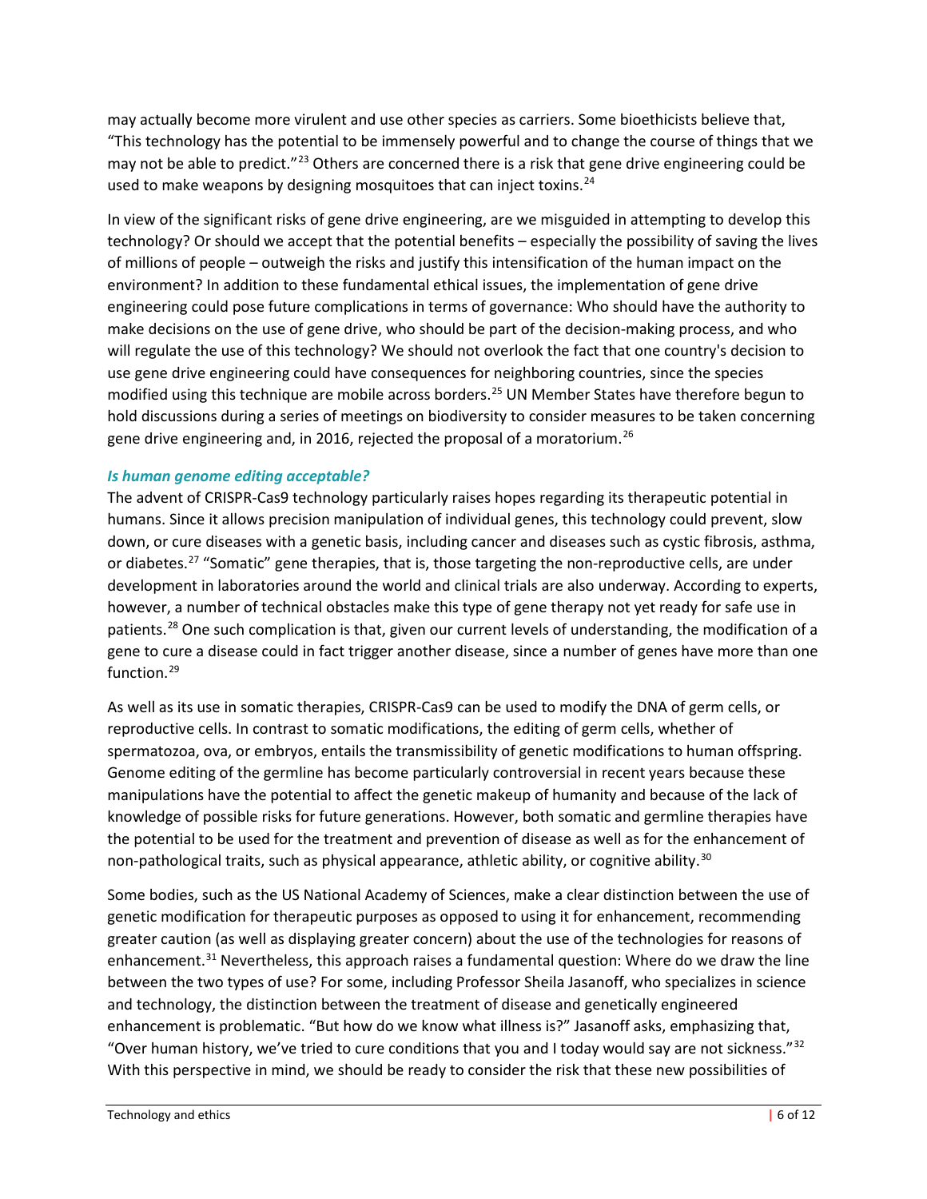may actually become more virulent and use other species as carriers. Some bioethicists believe that, "This technology has the potential to be immensely powerful and to change the course of things that we may not be able to predict."[23] Others are concerned there is a risk that gene drive engineering could be used to make weapons by designing mosquitoes that can inject toxins.[24]

In view of the significant risks of gene drive engineering, are we misguided in attempting to develop this technology? Or should we accept that the potential benefits – especially the possibility of saving the lives of millions of people – outweigh the risks and justify this intensification of the human impact on the environment? In addition to these fundamental ethical issues, the implementation of gene drive engineering could pose future complications in terms of governance: Who should have the authority to make decisions on the use of gene drive, who should be part of the decision-making process, and who will regulate the use of this technology? We should not overlook the fact that one country's decision to use gene drive engineering could have consequences for neighboring countries, since the species modified using this technique are mobile across borders.[25] UN Member States have therefore begun to hold discussions during a series of meetings on biodiversity to consider measures to be taken concerning gene drive engineering and, in 2016, rejected the proposal of a moratorium.[26]

### *Is human genome editing acceptable?*

The advent of CRISPR-Cas9 technology particularly raises hopes regarding its therapeutic potential in humans. Since it allows precision manipulation of individual genes, this technology could prevent, slow down, or cure diseases with a genetic basis, including cancer and diseases such as cystic fibrosis, asthma, or diabetes.[27] "Somatic" gene therapies, that is, those targeting the non-reproductive cells, are under development in laboratories around the world and clinical trials are also underway. According to experts, however, a number of technical obstacles make this type of gene therapy not yet ready for safe use in patients.[28] One such complication is that, given our current levels of understanding, the modification of a gene to cure a disease could in fact trigger another disease, since a number of genes have more than one function.[29]

As well as its use in somatic therapies, CRISPR-Cas9 can be used to modify the DNA of germ cells, or reproductive cells. In contrast to somatic modifications, the editing of germ cells, whether of spermatozoa, ova, or embryos, entails the transmissibility of genetic modifications to human offspring. Genome editing of the germline has become particularly controversial in recent years because these manipulations have the potential to affect the genetic makeup of humanity and because of the lack of knowledge of possible risks for future generations. However, both somatic and germline therapies have the potential to be used for the treatment and prevention of disease as well as for the enhancement of non-pathological traits, such as physical appearance, athletic ability, or cognitive ability.[30]

Some bodies, such as the US National Academy of Sciences, make a clear distinction between the use of genetic modification for therapeutic purposes as opposed to using it for enhancement, recommending greater caution (as well as displaying greater concern) about the use of the technologies for reasons of enhancement.[31] Nevertheless, this approach raises a fundamental question: Where do we draw the line between the two types of use? For some, including Professor Sheila Jasanoff, who specializes in science and technology, the distinction between the treatment of disease and genetically engineered enhancement is problematic. "But how do we know what illness is?" Jasanoff asks, emphasizing that, "Over human history, we've tried to cure conditions that you and I today would say are not sickness."[32] With this perspective in mind, we should be ready to consider the risk that these new possibilities of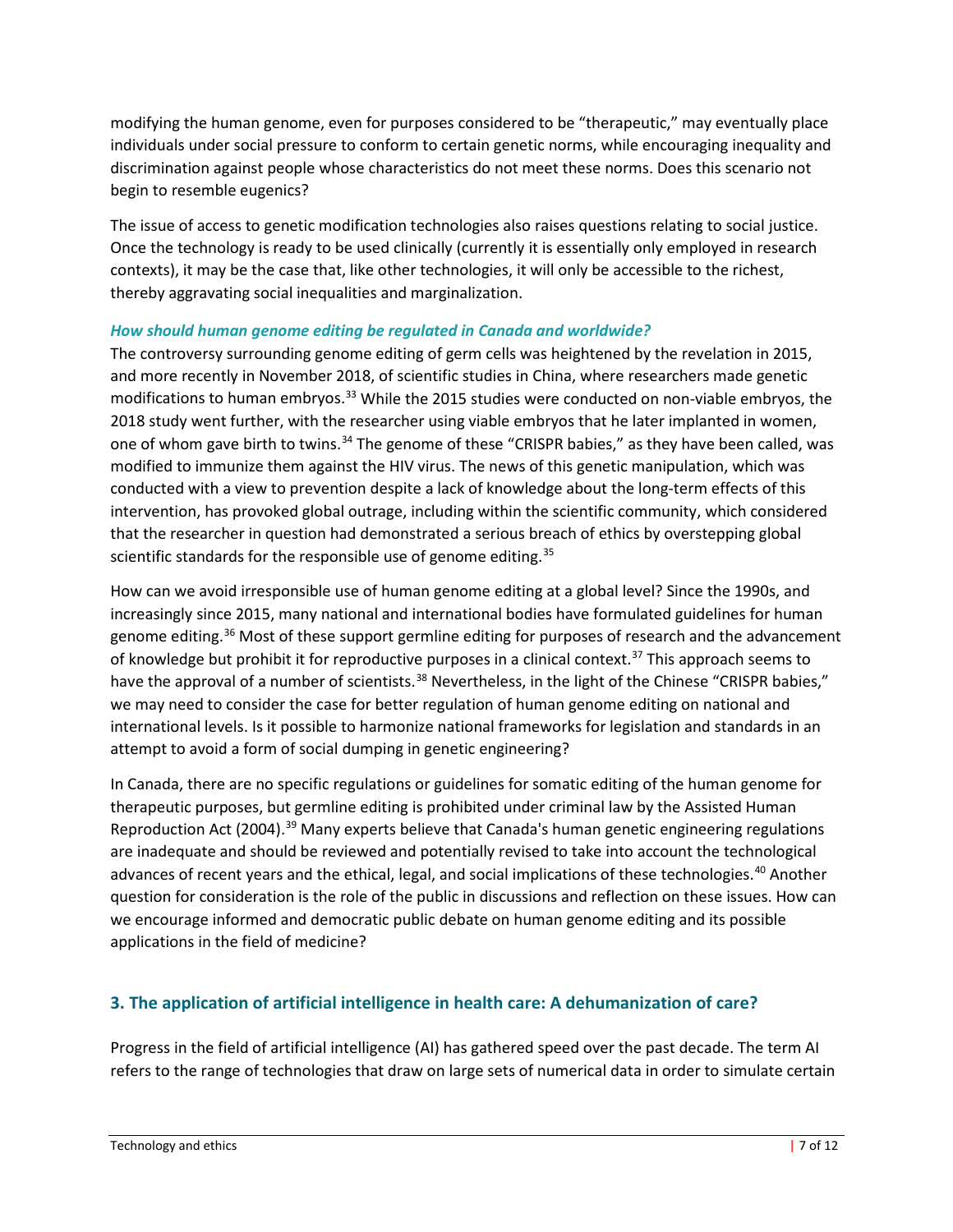modifying the human genome, even for purposes considered to be "therapeutic," may eventually place individuals under social pressure to conform to certain genetic norms, while encouraging inequality and discrimination against people whose characteristics do not meet these norms. Does this scenario not begin to resemble eugenics?

The issue of access to genetic modification technologies also raises questions relating to social justice. Once the technology is ready to be used clinically (currently it is essentially only employed in research contexts), it may be the case that, like other technologies, it will only be accessible to the richest, thereby aggravating social inequalities and marginalization.

### *How should human genome editing be regulated in Canada and worldwide?*

The controversy surrounding genome editing of germ cells was heightened by the revelation in 2015, and more recently in November 2018, of scientific studies in China, where researchers made genetic modifications to human embryos.[33] While the 2015 studies were conducted on non-viable embryos, the 2018 study went further, with the researcher using viable embryos that he later implanted in women, one of whom gave birth to twins.[34] The genome of these "CRISPR babies," as they have been called, was modified to immunize them against the HIV virus. The news of this genetic manipulation, which was conducted with a view to prevention despite a lack of knowledge about the long-term effects of this intervention, has provoked global outrage, including within the scientific community, which considered that the researcher in question had demonstrated a serious breach of ethics by overstepping global scientific standards for the responsible use of genome editing.[35]

How can we avoid irresponsible use of human genome editing at a global level? Since the 1990s, and increasingly since 2015, many national and international bodies have formulated guidelines for human genome editing.[36] Most of these support germline editing for purposes of research and the advancement of knowledge but prohibit it for reproductive purposes in a clinical context.[37] This approach seems to have the approval of a number of scientists.[38] Nevertheless, in the light of the Chinese "CRISPR babies," we may need to consider the case for better regulation of human genome editing on national and international levels. Is it possible to harmonize national frameworks for legislation and standards in an attempt to avoid a form of social dumping in genetic engineering?

In Canada, there are no specific regulations or guidelines for somatic editing of the human genome for therapeutic purposes, but germline editing is prohibited under criminal law by the Assisted Human Reproduction Act (2004).[39] Many experts believe that Canada's human genetic engineering regulations are inadequate and should be reviewed and potentially revised to take into account the technological advances of recent years and the ethical, legal, and social implications of these technologies.[40] Another question for consideration is the role of the public in discussions and reflection on these issues. How can we encourage informed and democratic public debate on human genome editing and its possible applications in the field of medicine?

## 3. The application of artificial intelligence in health care: A dehumanization of care?

Progress in the field of artificial intelligence (AI) has gathered speed over the past decade. The term AI refers to the range of technologies that draw on large sets of numerical data in order to simulate certain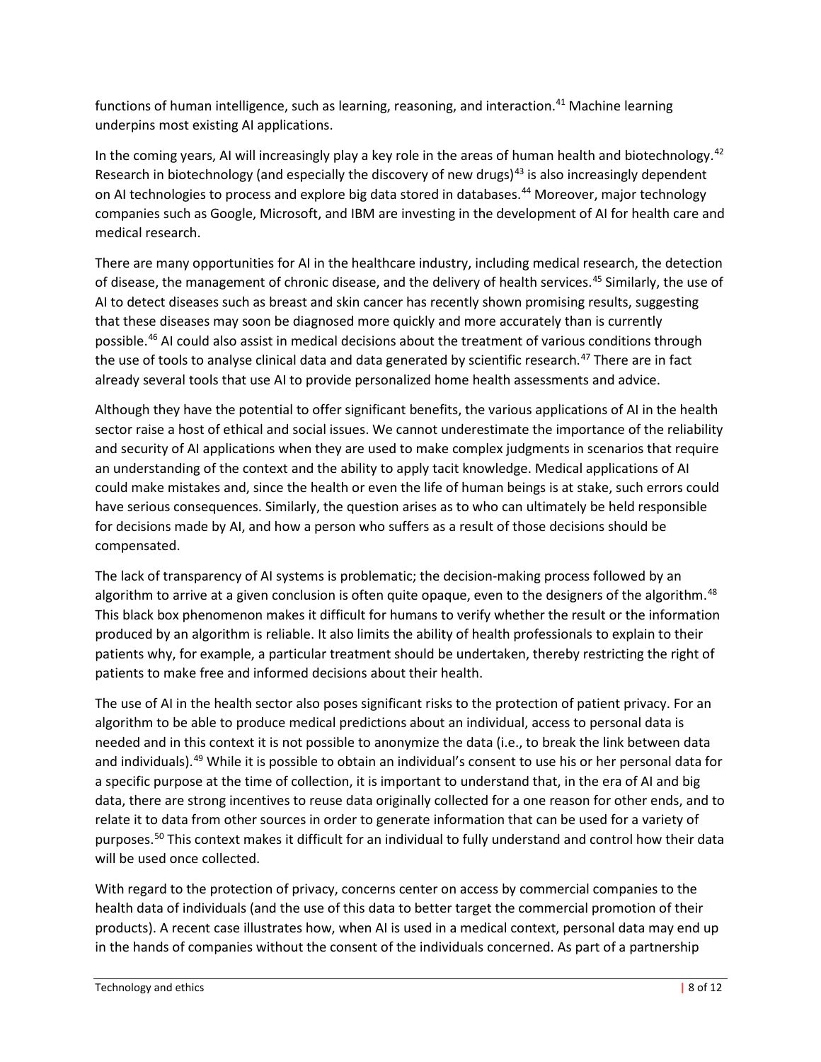functions of human intelligence, such as learning, reasoning, and interaction.[41] Machine learning underpins most existing AI applications.

In the coming years, AI will increasingly play a key role in the areas of human health and biotechnology.[42] Research in biotechnology (and especially the discovery of new drugs)[43] is also increasingly dependent on AI technologies to process and explore big data stored in databases.[44] Moreover, major technology companies such as Google, Microsoft, and IBM are investing in the development of AI for health care and medical research.

There are many opportunities for AI in the healthcare industry, including medical research, the detection of disease, the management of chronic disease, and the delivery of health services.[45] Similarly, the use of AI to detect diseases such as breast and skin cancer has recently shown promising results, suggesting that these diseases may soon be diagnosed more quickly and more accurately than is currently possible.[46] AI could also assist in medical decisions about the treatment of various conditions through the use of tools to analyse clinical data and data generated by scientific research.[47] There are in fact already several tools that use AI to provide personalized home health assessments and advice.

Although they have the potential to offer significant benefits, the various applications of AI in the health sector raise a host of ethical and social issues. We cannot underestimate the importance of the reliability and security of AI applications when they are used to make complex judgments in scenarios that require an understanding of the context and the ability to apply tacit knowledge. Medical applications of AI could make mistakes and, since the health or even the life of human beings is at stake, such errors could have serious consequences. Similarly, the question arises as to who can ultimately be held responsible for decisions made by AI, and how a person who suffers as a result of those decisions should be compensated.

The lack of transparency of AI systems is problematic; the decision-making process followed by an algorithm to arrive at a given conclusion is often quite opaque, even to the designers of the algorithm.[48] This black box phenomenon makes it difficult for humans to verify whether the result or the information produced by an algorithm is reliable. It also limits the ability of health professionals to explain to their patients why, for example, a particular treatment should be undertaken, thereby restricting the right of patients to make free and informed decisions about their health.

The use of AI in the health sector also poses significant risks to the protection of patient privacy. For an algorithm to be able to produce medical predictions about an individual, access to personal data is needed and in this context it is not possible to anonymize the data (i.e., to break the link between data and individuals).[49] While it is possible to obtain an individual's consent to use his or her personal data for a specific purpose at the time of collection, it is important to understand that, in the era of AI and big data, there are strong incentives to reuse data originally collected for a one reason for other ends, and to relate it to data from other sources in order to generate information that can be used for a variety of purposes.[50] This context makes it difficult for an individual to fully understand and control how their data will be used once collected.

With regard to the protection of privacy, concerns center on access by commercial companies to the health data of individuals (and the use of this data to better target the commercial promotion of their products). A recent case illustrates how, when AI is used in a medical context, personal data may end up in the hands of companies without the consent of the individuals concerned. As part of a partnership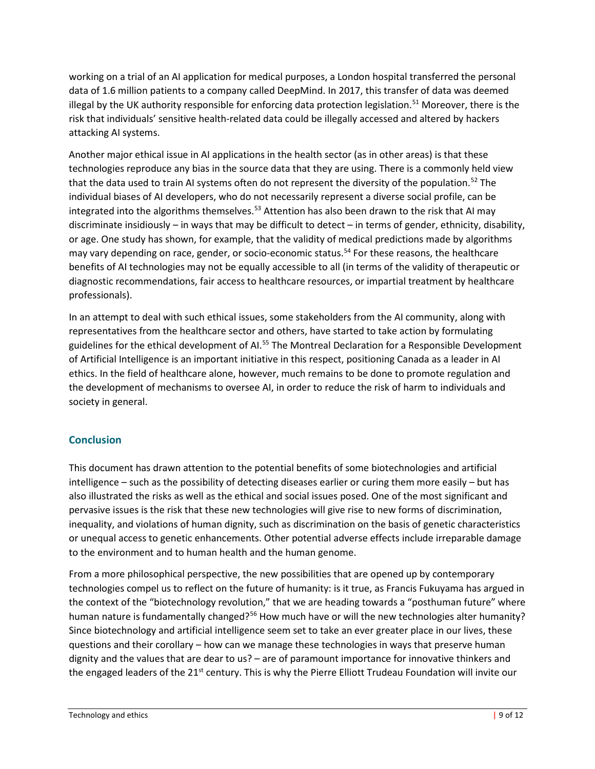working on a trial of an AI application for medical purposes, a London hospital transferred the personal data of 1.6 million patients to a company called DeepMind. In 2017, this transfer of data was deemed illegal by the UK authority responsible for enforcing data protection legislation.[51] Moreover, there is the risk that individuals' sensitive health-related data could be illegally accessed and altered by hackers attacking AI systems.

Another major ethical issue in AI applications in the health sector (as in other areas) is that these technologies reproduce any bias in the source data that they are using. There is a commonly held view that the data used to train AI systems often do not represent the diversity of the population.[52] The individual biases of AI developers, who do not necessarily represent a diverse social profile, can be integrated into the algorithms themselves.[53] Attention has also been drawn to the risk that AI may discriminate insidiously – in ways that may be difficult to detect – in terms of gender, ethnicity, disability, or age. One study has shown, for example, that the validity of medical predictions made by algorithms may vary depending on race, gender, or socio-economic status.[54] For these reasons, the healthcare benefits of AI technologies may not be equally accessible to all (in terms of the validity of therapeutic or diagnostic recommendations, fair access to healthcare resources, or impartial treatment by healthcare professionals).

In an attempt to deal with such ethical issues, some stakeholders from the AI community, along with representatives from the healthcare sector and others, have started to take action by formulating guidelines for the ethical development of AI.[55] The Montreal Declaration for a Responsible Development of Artificial Intelligence is an important initiative in this respect, positioning Canada as a leader in AI ethics. In the field of healthcare alone, however, much remains to be done to promote regulation and the development of mechanisms to oversee AI, in order to reduce the risk of harm to individuals and society in general.

## Conclusion

This document has drawn attention to the potential benefits of some biotechnologies and artificial intelligence – such as the possibility of detecting diseases earlier or curing them more easily – but has also illustrated the risks as well as the ethical and social issues posed. One of the most significant and pervasive issues is the risk that these new technologies will give rise to new forms of discrimination, inequality, and violations of human dignity, such as discrimination on the basis of genetic characteristics or unequal access to genetic enhancements. Other potential adverse effects include irreparable damage to the environment and to human health and the human genome.

From a more philosophical perspective, the new possibilities that are opened up by contemporary technologies compel us to reflect on the future of humanity: is it true, as Francis Fukuyama has argued in the context of the "biotechnology revolution," that we are heading towards a "posthuman future" where human nature is fundamentally changed?[56] How much have or will the new technologies alter humanity? Since biotechnology and artificial intelligence seem set to take an ever greater place in our lives, these questions and their corollary – how can we manage these technologies in ways that preserve human dignity and the values that are dear to us? – are of paramount importance for innovative thinkers and the engaged leaders of the 21st century. This is why the Pierre Elliott Trudeau Foundation will invite our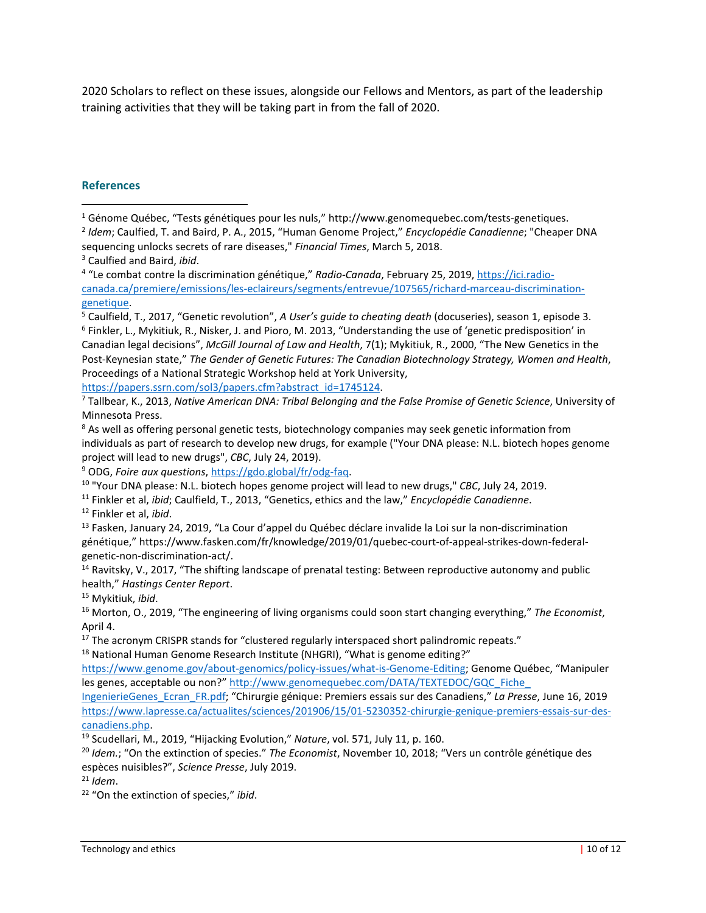2020 Scholars to reflect on these issues, alongside our Fellows and Mentors, as part of the leadership training activities that they will be taking part in from the fall of 2020.

## References

[1] Génome Québec, "Tests génétiques pour les nuls," http://www.genomequebec.com/tests-genetiques.

[2] *Idem*; Caulfied, T. and Baird, P. A., 2015, "Human Genome Project," *Encyclopédie Canadienne*; "Cheaper DNA sequencing unlocks secrets of rare diseases," *Financial Times*, March 5, 2018.

[3] Caulfied and Baird, *ibid*.

[4] "Le combat contre la discrimination génétique," *Radio-Canada*, February 25, 2019, https://ici.radio-canada.ca/premiere/emissions/les-eclaireurs/segments/entrevue/107565/richard-marceau-discrimination-genetique.

[5] Caulfield, T., 2017, "Genetic revolution", *A User's guide to cheating death* (docuseries), season 1, episode 3.

[6] Finkler, L., Mykitiuk, R., Nisker, J. and Pioro, M. 2013, "Understanding the use of 'genetic predisposition' in Canadian legal decisions", *McGill Journal of Law and Health*, 7(1); Mykitiuk, R., 2000, "The New Genetics in the Post-Keynesian state," *The Gender of Genetic Futures: The Canadian Biotechnology Strategy, Women and Health*, Proceedings of a National Strategic Workshop held at York University, https://papers.ssrn.com/sol3/papers.cfm?abstract_id=1745124.

[7] Tallbear, K., 2013, *Native American DNA: Tribal Belonging and the False Promise of Genetic Science*, University of Minnesota Press.

[8] As well as offering personal genetic tests, biotechnology companies may seek genetic information from individuals as part of research to develop new drugs, for example ("Your DNA please: N.L. biotech hopes genome project will lead to new drugs", *CBC*, July 24, 2019).

[9] ODG, *Foire aux questions*, https://gdo.global/fr/odg-faq.

[10] "Your DNA please: N.L. biotech hopes genome project will lead to new drugs," *CBC*, July 24, 2019.

[11] Finkler et al, *ibid*; Caulfield, T., 2013, "Genetics, ethics and the law," *Encyclopédie Canadienne*.

[12] Finkler et al, *ibid*.

[13] Fasken, January 24, 2019, "La Cour d'appel du Québec déclare invalide la Loi sur la non-discrimination génétique," https://www.fasken.com/fr/knowledge/2019/01/quebec-court-of-appeal-strikes-down-federal-genetic-non-discrimination-act/.

[14] Ravitsky, V., 2017, "The shifting landscape of prenatal testing: Between reproductive autonomy and public health," *Hastings Center Report*.

[15] Mykitiuk, *ibid*.

[16] Morton, O., 2019, "The engineering of living organisms could soon start changing everything," *The Economist*, April 4.

[17] The acronym CRISPR stands for "clustered regularly interspaced short palindromic repeats."

[18] National Human Genome Research Institute (NHGRI), "What is genome editing?" https://www.genome.gov/about-genomics/policy-issues/what-is-Genome-Editing; Genome Québec, "Manipuler les genes, acceptable ou non?" http://www.genomequebec.com/DATA/TEXTEDOC/GQC_Fiche_IngenierieGenes_Ecran_FR.pdf; "Chirurgie génique: Premiers essais sur des Canadiens," *La Presse*, June 16, 2019 https://www.lapresse.ca/actualites/sciences/201906/15/01-5230352-chirurgie-genique-premiers-essais-sur-des-canadiens.php.

[19] Scudellari, M., 2019, "Hijacking Evolution," *Nature*, vol. 571, July 11, p. 160.

[20] *Idem.*; "On the extinction of species." *The Economist*, November 10, 2018; "Vers un contrôle génétique des espèces nuisibles?", *Science Presse*, July 2019.

[21] *Idem*.

[22] "On the extinction of species," *ibid*.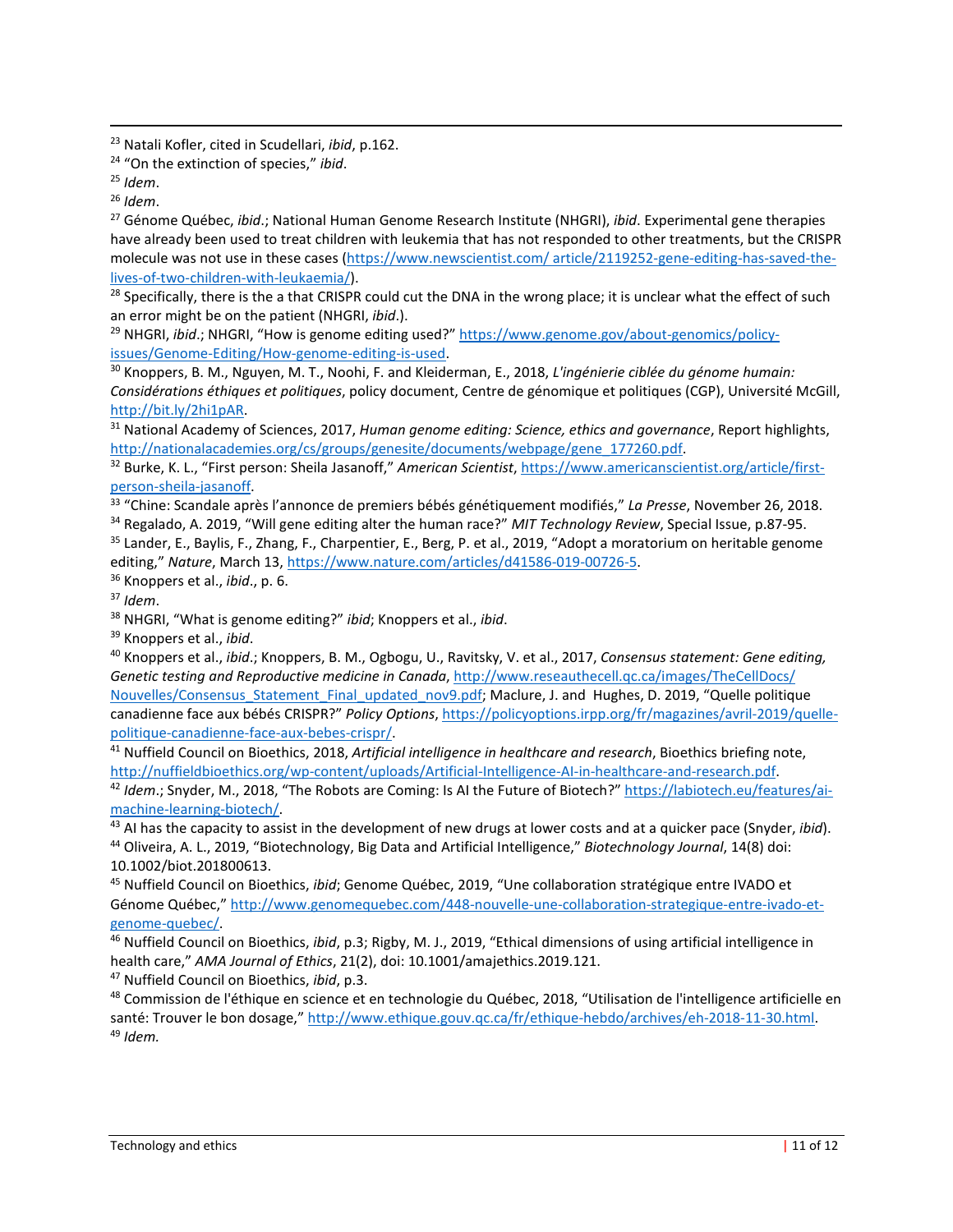[23] Natali Kofler, cited in Scudellari, *ibid*, p.162.

[24] “On the extinction of species,” *ibid*.

[25] *Idem*.

[26] *Idem*.

[27] Génome Québec, *ibid*.; National Human Genome Research Institute (NHGRI), *ibid*. Experimental gene therapies have already been used to treat children with leukemia that has not responded to other treatments, but the CRISPR molecule was not use in these cases (https://www.newscientist.com/ article/2119252-gene-editing-has-saved-the-lives-of-two-children-with-leukaemia/).

[28] Specifically, there is the a that CRISPR could cut the DNA in the wrong place; it is unclear what the effect of such an error might be on the patient (NHGRI, *ibid*.).

[29] NHGRI, *ibid*.; NHGRI, “How is genome editing used?” https://www.genome.gov/about-genomics/policy-issues/Genome-Editing/How-genome-editing-is-used.

[30] Knoppers, B. M., Nguyen, M. T., Noohi, F. and Kleiderman, E., 2018, *L'ingénierie ciblée du génome humain: Considérations éthiques et politiques*, policy document, Centre de génomique et politiques (CGP), Université McGill, http://bit.ly/2hi1pAR.

[31] National Academy of Sciences, 2017, *Human genome editing: Science, ethics and governance*, Report highlights, http://nationalacademies.org/cs/groups/genesite/documents/webpage/gene_177260.pdf.

[32] Burke, K. L., “First person: Sheila Jasanoff,” *American Scientist*, https://www.americanscientist.org/article/first-person-sheila-jasanoff.

[33] “Chine: Scandale après l’annonce de premiers bébés génétiquement modifiés,” *La Presse*, November 26, 2018.

[34] Regalado, A. 2019, “Will gene editing alter the human race?” *MIT Technology Review*, Special Issue, p.87-95.

[35] Lander, E., Baylis, F., Zhang, F., Charpentier, E., Berg, P. et al., 2019, “Adopt a moratorium on heritable genome editing,” *Nature*, March 13, https://www.nature.com/articles/d41586-019-00726-5.

[36] Knoppers et al., *ibid*., p. 6.

[37] *Idem*.

[38] NHGRI, “What is genome editing?” *ibid*; Knoppers et al., *ibid*.

[39] Knoppers et al., *ibid*.

[40] Knoppers et al., *ibid*.; Knoppers, B. M., Ogbogu, U., Ravitsky, V. et al., 2017, *Consensus statement: Gene editing, Genetic testing and Reproductive medicine in Canada*, http://www.reseauthecell.qc.ca/images/TheCellDocs/Nouvelles/Consensus_Statement_Final_updated_nov9.pdf; Maclure, J. and Hughes, D. 2019, “Quelle politique canadienne face aux bébés CRISPR?” *Policy Options*, https://policyoptions.irpp.org/fr/magazines/avril-2019/quelle-politique-canadienne-face-aux-bebes-crispr/.

[41] Nuffield Council on Bioethics, 2018, *Artificial intelligence in healthcare and research*, Bioethics briefing note, http://nuffieldbioethics.org/wp-content/uploads/Artificial-Intelligence-AI-in-healthcare-and-research.pdf.

[42] *Idem*.; Snyder, M., 2018, “The Robots are Coming: Is AI the Future of Biotech?” https://labiotech.eu/features/ai-machine-learning-biotech/.

[43] AI has the capacity to assist in the development of new drugs at lower costs and at a quicker pace (Snyder, *ibid*).

[44] Oliveira, A. L., 2019, “Biotechnology, Big Data and Artificial Intelligence,” *Biotechnology Journal*, 14(8) doi: 10.1002/biot.201800613.

[45] Nuffield Council on Bioethics, *ibid*; Genome Québec, 2019, “Une collaboration stratégique entre IVADO et Génome Québec,” http://www.genomequebec.com/448-nouvelle-une-collaboration-strategique-entre-ivado-et-genome-quebec/.

[46] Nuffield Council on Bioethics, *ibid*, p.3; Rigby, M. J., 2019, “Ethical dimensions of using artificial intelligence in health care,” *AMA Journal of Ethics*, 21(2), doi: 10.1001/amajethics.2019.121.

[47] Nuffield Council on Bioethics, *ibid*, p.3.

[48] Commission de l'éthique en science et en technologie du Québec, 2018, “Utilisation de l'intelligence artificielle en santé: Trouver le bon dosage,” http://www.ethique.gouv.qc.ca/fr/ethique-hebdo/archives/eh-2018-11-30.html.

[49] *Idem.*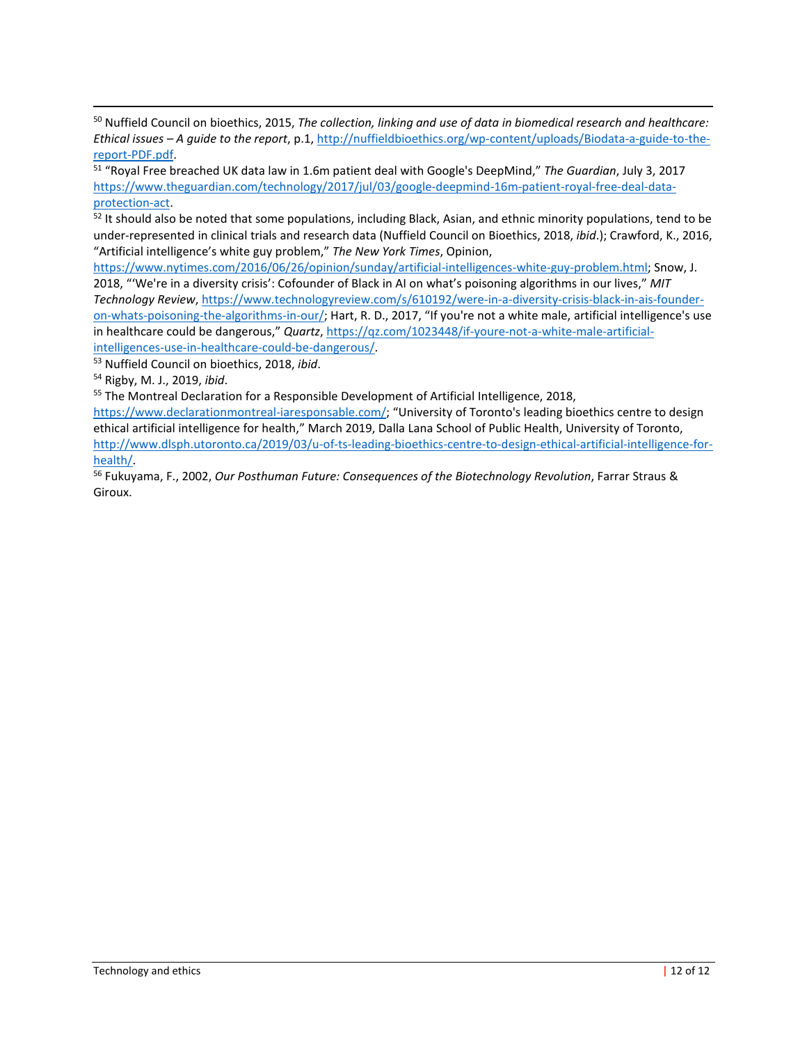[50] Nuffield Council on bioethics, 2015, *The collection, linking and use of data in biomedical research and healthcare: Ethical issues – A guide to the report*, p.1, http://nuffieldbioethics.org/wp-content/uploads/Biodata-a-guide-to-the-report-PDF.pdf.

[51] "Royal Free breached UK data law in 1.6m patient deal with Google's DeepMind," *The Guardian*, July 3, 2017 https://www.theguardian.com/technology/2017/jul/03/google-deepmind-16m-patient-royal-free-deal-data-protection-act.

[52] It should also be noted that some populations, including Black, Asian, and ethnic minority populations, tend to be under-represented in clinical trials and research data (Nuffield Council on Bioethics, 2018, *ibid*.); Crawford, K., 2016, "Artificial intelligence's white guy problem," *The New York Times*, Opinion, https://www.nytimes.com/2016/06/26/opinion/sunday/artificial-intelligences-white-guy-problem.html; Snow, J. 2018, "'We're in a diversity crisis': Cofounder of Black in AI on what's poisoning algorithms in our lives," *MIT Technology Review*, https://www.technologyreview.com/s/610192/were-in-a-diversity-crisis-black-in-ais-founder-on-whats-poisoning-the-algorithms-in-our/; Hart, R. D., 2017, "If you're not a white male, artificial intelligence's use in healthcare could be dangerous," *Quartz*, https://qz.com/1023448/if-youre-not-a-white-male-artificial-intelligences-use-in-healthcare-could-be-dangerous/.

[53] Nuffield Council on bioethics, 2018, *ibid*.

[54] Rigby, M. J., 2019, *ibid*.

[55] The Montreal Declaration for a Responsible Development of Artificial Intelligence, 2018, https://www.declarationmontreal-iaresponsable.com/; "University of Toronto's leading bioethics centre to design ethical artificial intelligence for health," March 2019, Dalla Lana School of Public Health, University of Toronto, http://www.dlsph.utoronto.ca/2019/03/u-of-ts-leading-bioethics-centre-to-design-ethical-artificial-intelligence-for-health/.

[56] Fukuyama, F., 2002, *Our Posthuman Future: Consequences of the Biotechnology Revolution*, Farrar Straus & Giroux.